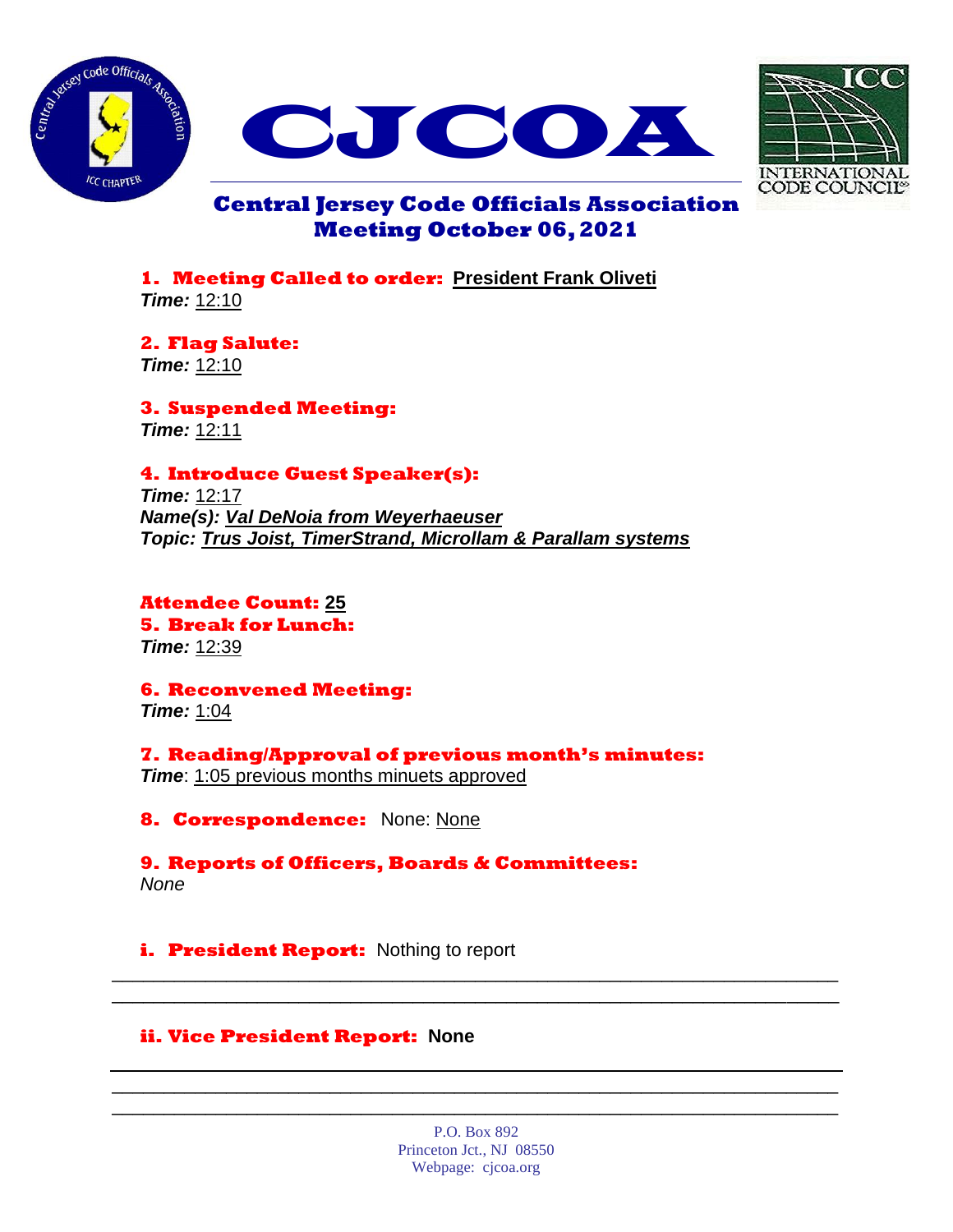# CJCOA

## Central Jersey Code Officials Association
## Meeting October 06, 2021

**1. Meeting Called to order:** President Frank Oliveti
***Time:*** 12:10

**2. Flag Salute:**
***Time:*** 12:10

**3. Suspended Meeting:**
***Time:*** 12:11

**4. Introduce Guest Speaker(s):**
***Time:*** 12:17
***Name(s): Val DeNoia from Weyerhaeuser***
***Topic: Trus Joist, TimerStrand, Microllam & Parallam systems***

**Attendee Count: 25**

**5. Break for Lunch:**
***Time:*** 12:39

**6. Reconvened Meeting:**
***Time:*** 1:04

**7. Reading/Approval of previous month's minutes:**
***Time***: 1:05 previous months minuets approved

**8. Correspondence:** None: None

**9. Reports of Officers, Boards & Committees:**
*None*

**i. President Report:** Nothing to report

**ii. Vice President Report: None**

P.O. Box 892
Princeton Jct., NJ 08550
Webpage: cjcoa.org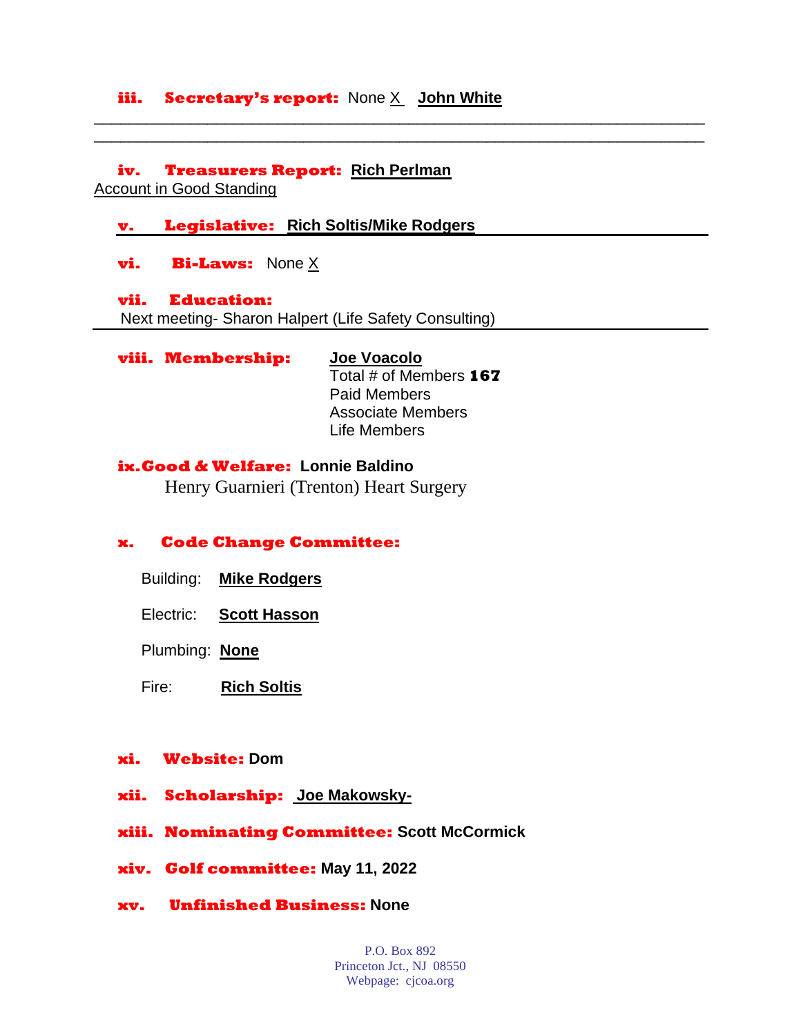**iii. Secretary's report:** None X **John White**

---

**iv. Treasurers Report:** **Rich Perlman**
Account in Good Standing

**v. Legislative:** **Rich Soltis/Mike Rodgers**

---

**vi. Bi-Laws:** None X

**vii. Education:**
Next meeting- Sharon Halpert (Life Safety Consulting)

---

**viii. Membership:** **Joe Voacolo**
Total # of Members **167**
Paid Members
Associate Members
Life Members

**ix. Good & Welfare:** **Lonnie Baldino**
Henry Guarnieri (Trenton) Heart Surgery

**x. Code Change Committee:**

Building: **Mike Rodgers**

Electric: **Scott Hasson**

Plumbing: **None**

Fire: **Rich Soltis**

**xi. Website:** **Dom**

**xii. Scholarship:** **Joe Makowsky-**

**xiii. Nominating Committee:** **Scott McCormick**

**xiv. Golf committee:** **May 11, 2022**

**xv. Unfinished Business:** **None**

P.O. Box 892
Princeton Jct., NJ 08550
Webpage: cjcoa.org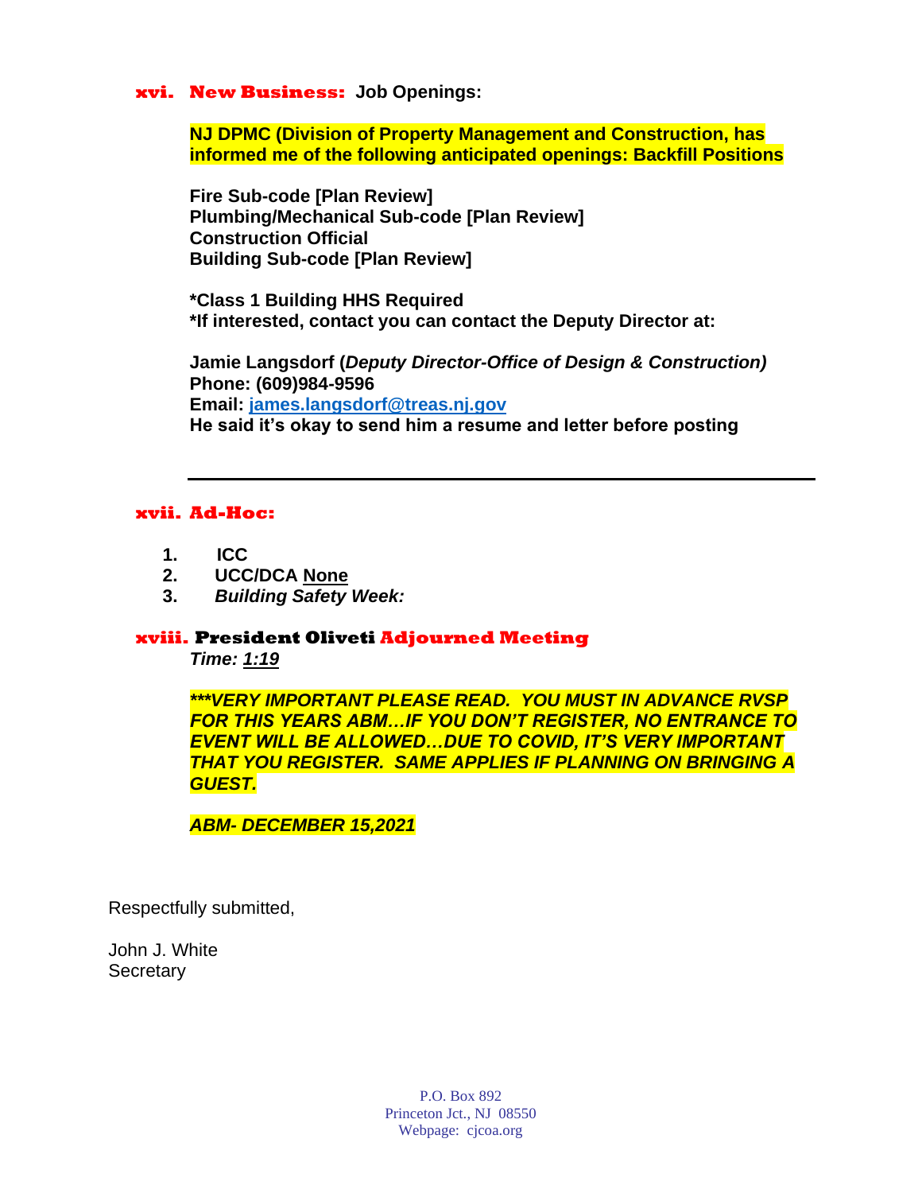**xvi. New Business:** **Job Openings:**

**NJ DPMC (Division of Property Management and Construction, has informed me of the following anticipated openings: Backfill Positions**

**Fire Sub-code [Plan Review]**
**Plumbing/Mechanical Sub-code [Plan Review]**
**Construction Official**
**Building Sub-code [Plan Review]**

***Class 1 Building HHS Required**
***If interested, contact you can contact the Deputy Director at:**

**Jamie Langsdorf (*Deputy Director-Office of Design & Construction)***
**Phone: (609)984-9596**
**Email: james.langsdorf@treas.nj.gov**
**He said it's okay to send him a resume and letter before posting**

---

**xvii. Ad-Hoc:**

1. **ICC**
2. **UCC/DCA None**
3. ***Building Safety Week:***

**xviii. President Oliveti Adjourned Meeting**

***Time: 1:19***

***\*\*\*VERY IMPORTANT PLEASE READ. YOU MUST IN ADVANCE RVSP FOR THIS YEARS ABM…IF YOU DON'T REGISTER, NO ENTRANCE TO EVENT WILL BE ALLOWED…DUE TO COVID, IT'S VERY IMPORTANT THAT YOU REGISTER. SAME APPLIES IF PLANNING ON BRINGING A GUEST.***

***ABM- DECEMBER 15,2021***

Respectfully submitted,

John J. White
Secretary

P.O. Box 892
Princeton Jct., NJ 08550
Webpage: cjcoa.org